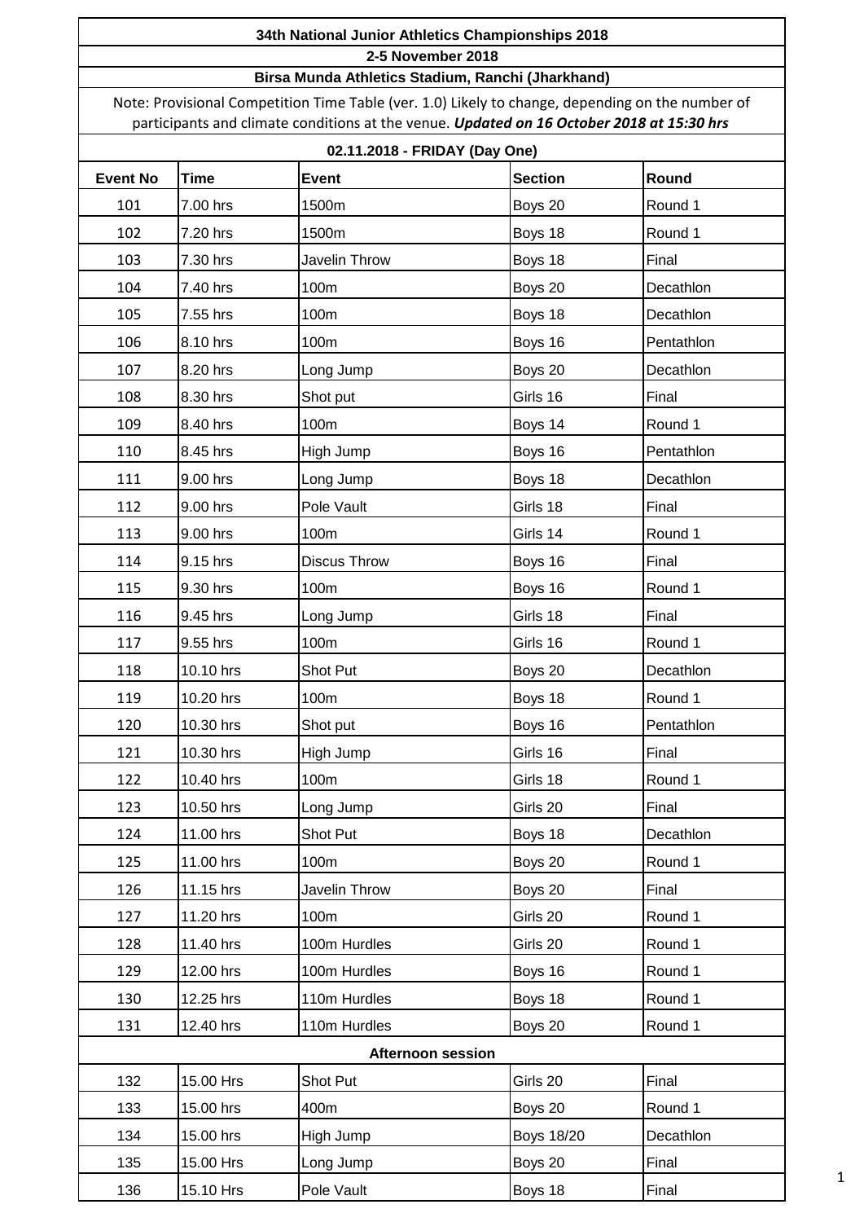**34th National Junior Athletics Championships 2018**

**2-5 November 2018**

**Birsa Munda Athletics Stadium, Ranchi (Jharkhand)**

Note: Provisional Competition Time Table (ver. 1.0) Likely to change, depending on the number of participants and climate conditions at the venue. ***Updated on 16 October 2018 at 15:30 hrs***

**02.11.2018 - FRIDAY (Day One)**

| Event No | Time | Event | Section | Round |
|---|---|---|---|---|
| 101 | 7.00 hrs | 1500m | Boys 20 | Round 1 |
| 102 | 7.20 hrs | 1500m | Boys 18 | Round 1 |
| 103 | 7.30 hrs | Javelin Throw | Boys 18 | Final |
| 104 | 7.40 hrs | 100m | Boys 20 | Decathlon |
| 105 | 7.55 hrs | 100m | Boys 18 | Decathlon |
| 106 | 8.10 hrs | 100m | Boys 16 | Pentathlon |
| 107 | 8.20 hrs | Long Jump | Boys 20 | Decathlon |
| 108 | 8.30 hrs | Shot put | Girls 16 | Final |
| 109 | 8.40 hrs | 100m | Boys 14 | Round 1 |
| 110 | 8.45 hrs | High Jump | Boys 16 | Pentathlon |
| 111 | 9.00 hrs | Long Jump | Boys 18 | Decathlon |
| 112 | 9.00 hrs | Pole Vault | Girls 18 | Final |
| 113 | 9.00 hrs | 100m | Girls 14 | Round 1 |
| 114 | 9.15 hrs | Discus Throw | Boys 16 | Final |
| 115 | 9.30 hrs | 100m | Boys 16 | Round 1 |
| 116 | 9.45 hrs | Long Jump | Girls 18 | Final |
| 117 | 9.55 hrs | 100m | Girls 16 | Round 1 |
| 118 | 10.10 hrs | Shot Put | Boys 20 | Decathlon |
| 119 | 10.20 hrs | 100m | Boys 18 | Round 1 |
| 120 | 10.30 hrs | Shot put | Boys 16 | Pentathlon |
| 121 | 10.30 hrs | High Jump | Girls 16 | Final |
| 122 | 10.40 hrs | 100m | Girls 18 | Round 1 |
| 123 | 10.50 hrs | Long Jump | Girls 20 | Final |
| 124 | 11.00 hrs | Shot Put | Boys 18 | Decathlon |
| 125 | 11.00 hrs | 100m | Boys 20 | Round 1 |
| 126 | 11.15 hrs | Javelin Throw | Boys 20 | Final |
| 127 | 11.20 hrs | 100m | Girls 20 | Round 1 |
| 128 | 11.40 hrs | 100m Hurdles | Girls 20 | Round 1 |
| 129 | 12.00 hrs | 100m Hurdles | Boys 16 | Round 1 |
| 130 | 12.25 hrs | 110m Hurdles | Boys 18 | Round 1 |
| 131 | 12.40 hrs | 110m Hurdles | Boys 20 | Round 1 |
| **Afternoon session** | | | | |
| 132 | 15.00 Hrs | Shot Put | Girls 20 | Final |
| 133 | 15.00 hrs | 400m | Boys 20 | Round 1 |
| 134 | 15.00 hrs | High Jump | Boys 18/20 | Decathlon |
| 135 | 15.00 Hrs | Long Jump | Boys 20 | Final |
| 136 | 15.10 Hrs | Pole Vault | Boys 18 | Final |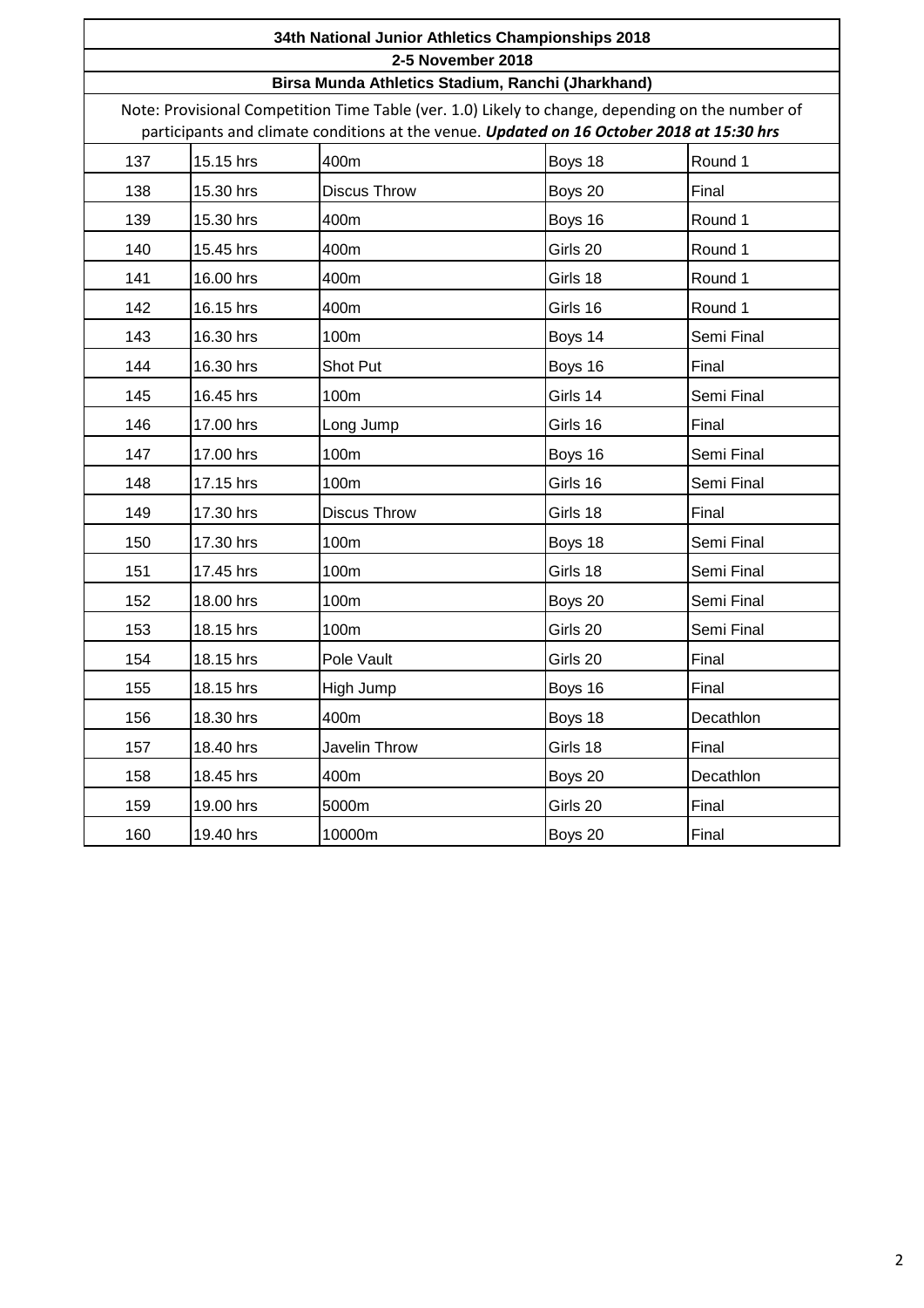**34th National Junior Athletics Championships 2018**

**2-5 November 2018**

**Birsa Munda Athletics Stadium, Ranchi (Jharkhand)**

Note: Provisional Competition Time Table (ver. 1.0) Likely to change, depending on the number of participants and climate conditions at the venue. ***Updated on 16 October 2018 at 15:30 hrs***

| | | | | |
|---|---|---|---|---|
| 137 | 15.15 hrs | 400m | Boys 18 | Round 1 |
| 138 | 15.30 hrs | Discus Throw | Boys 20 | Final |
| 139 | 15.30 hrs | 400m | Boys 16 | Round 1 |
| 140 | 15.45 hrs | 400m | Girls 20 | Round 1 |
| 141 | 16.00 hrs | 400m | Girls 18 | Round 1 |
| 142 | 16.15 hrs | 400m | Girls 16 | Round 1 |
| 143 | 16.30 hrs | 100m | Boys 14 | Semi Final |
| 144 | 16.30 hrs | Shot Put | Boys 16 | Final |
| 145 | 16.45 hrs | 100m | Girls 14 | Semi Final |
| 146 | 17.00 hrs | Long Jump | Girls 16 | Final |
| 147 | 17.00 hrs | 100m | Boys 16 | Semi Final |
| 148 | 17.15 hrs | 100m | Girls 16 | Semi Final |
| 149 | 17.30 hrs | Discus Throw | Girls 18 | Final |
| 150 | 17.30 hrs | 100m | Boys 18 | Semi Final |
| 151 | 17.45 hrs | 100m | Girls 18 | Semi Final |
| 152 | 18.00 hrs | 100m | Boys 20 | Semi Final |
| 153 | 18.15 hrs | 100m | Girls 20 | Semi Final |
| 154 | 18.15 hrs | Pole Vault | Girls 20 | Final |
| 155 | 18.15 hrs | High Jump | Boys 16 | Final |
| 156 | 18.30 hrs | 400m | Boys 18 | Decathlon |
| 157 | 18.40 hrs | Javelin Throw | Girls 18 | Final |
| 158 | 18.45 hrs | 400m | Boys 20 | Decathlon |
| 159 | 19.00 hrs | 5000m | Girls 20 | Final |
| 160 | 19.40 hrs | 10000m | Boys 20 | Final |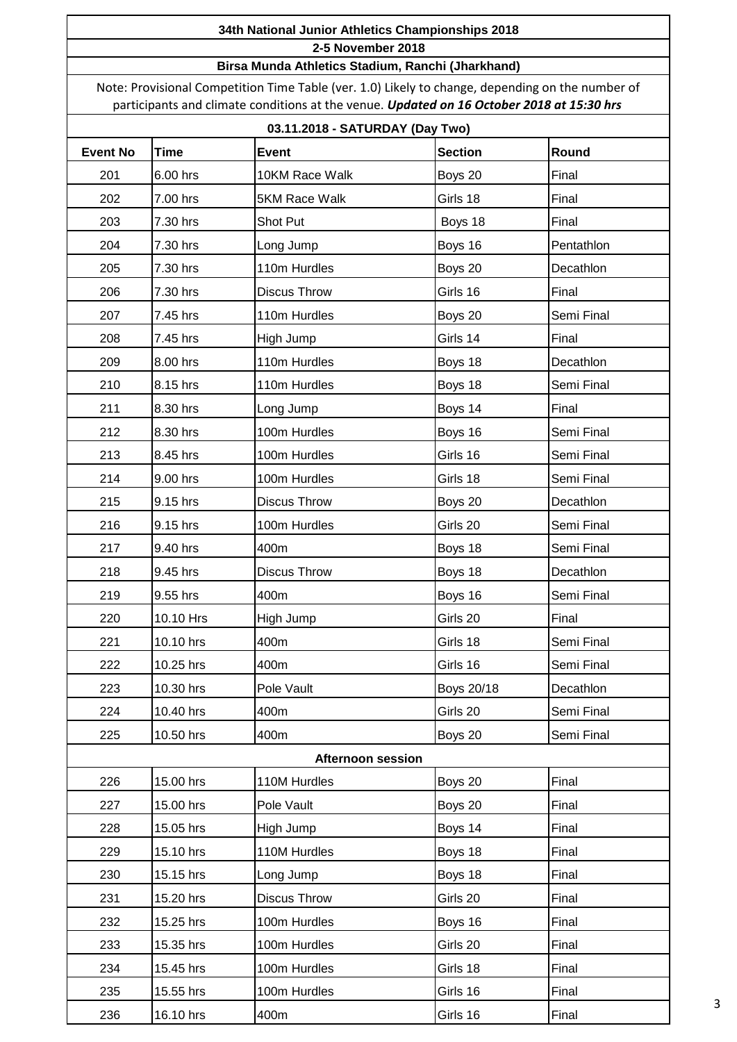**34th National Junior Athletics Championships 2018**

**2-5 November 2018**

**Birsa Munda Athletics Stadium, Ranchi (Jharkhand)**

Note: Provisional Competition Time Table (ver. 1.0) Likely to change, depending on the number of participants and climate conditions at the venue. ***Updated on 16 October 2018 at 15:30 hrs***

**03.11.2018 - SATURDAY (Day Two)**

| Event No | Time | Event | Section | Round |
|---|---|---|---|---|
| 201 | 6.00 hrs | 10KM Race Walk | Boys 20 | Final |
| 202 | 7.00 hrs | 5KM Race Walk | Girls 18 | Final |
| 203 | 7.30 hrs | Shot Put | Boys 18 | Final |
| 204 | 7.30 hrs | Long Jump | Boys 16 | Pentathlon |
| 205 | 7.30 hrs | 110m Hurdles | Boys 20 | Decathlon |
| 206 | 7.30 hrs | Discus Throw | Girls 16 | Final |
| 207 | 7.45 hrs | 110m Hurdles | Boys 20 | Semi Final |
| 208 | 7.45 hrs | High Jump | Girls 14 | Final |
| 209 | 8.00 hrs | 110m Hurdles | Boys 18 | Decathlon |
| 210 | 8.15 hrs | 110m Hurdles | Boys 18 | Semi Final |
| 211 | 8.30 hrs | Long Jump | Boys 14 | Final |
| 212 | 8.30 hrs | 100m Hurdles | Boys 16 | Semi Final |
| 213 | 8.45 hrs | 100m Hurdles | Girls 16 | Semi Final |
| 214 | 9.00 hrs | 100m Hurdles | Girls 18 | Semi Final |
| 215 | 9.15 hrs | Discus Throw | Boys 20 | Decathlon |
| 216 | 9.15 hrs | 100m Hurdles | Girls 20 | Semi Final |
| 217 | 9.40 hrs | 400m | Boys 18 | Semi Final |
| 218 | 9.45 hrs | Discus Throw | Boys 18 | Decathlon |
| 219 | 9.55 hrs | 400m | Boys 16 | Semi Final |
| 220 | 10.10 Hrs | High Jump | Girls 20 | Final |
| 221 | 10.10 hrs | 400m | Girls 18 | Semi Final |
| 222 | 10.25 hrs | 400m | Girls 16 | Semi Final |
| 223 | 10.30 hrs | Pole Vault | Boys 20/18 | Decathlon |
| 224 | 10.40 hrs | 400m | Girls 20 | Semi Final |
| 225 | 10.50 hrs | 400m | Boys 20 | Semi Final |
| | | **Afternoon session** | | |
| 226 | 15.00 hrs | 110M Hurdles | Boys 20 | Final |
| 227 | 15.00 hrs | Pole Vault | Boys 20 | Final |
| 228 | 15.05 hrs | High Jump | Boys 14 | Final |
| 229 | 15.10 hrs | 110M Hurdles | Boys 18 | Final |
| 230 | 15.15 hrs | Long Jump | Boys 18 | Final |
| 231 | 15.20 hrs | Discus Throw | Girls 20 | Final |
| 232 | 15.25 hrs | 100m Hurdles | Boys 16 | Final |
| 233 | 15.35 hrs | 100m Hurdles | Girls 20 | Final |
| 234 | 15.45 hrs | 100m Hurdles | Girls 18 | Final |
| 235 | 15.55 hrs | 100m Hurdles | Girls 16 | Final |
| 236 | 16.10 hrs | 400m | Girls 16 | Final |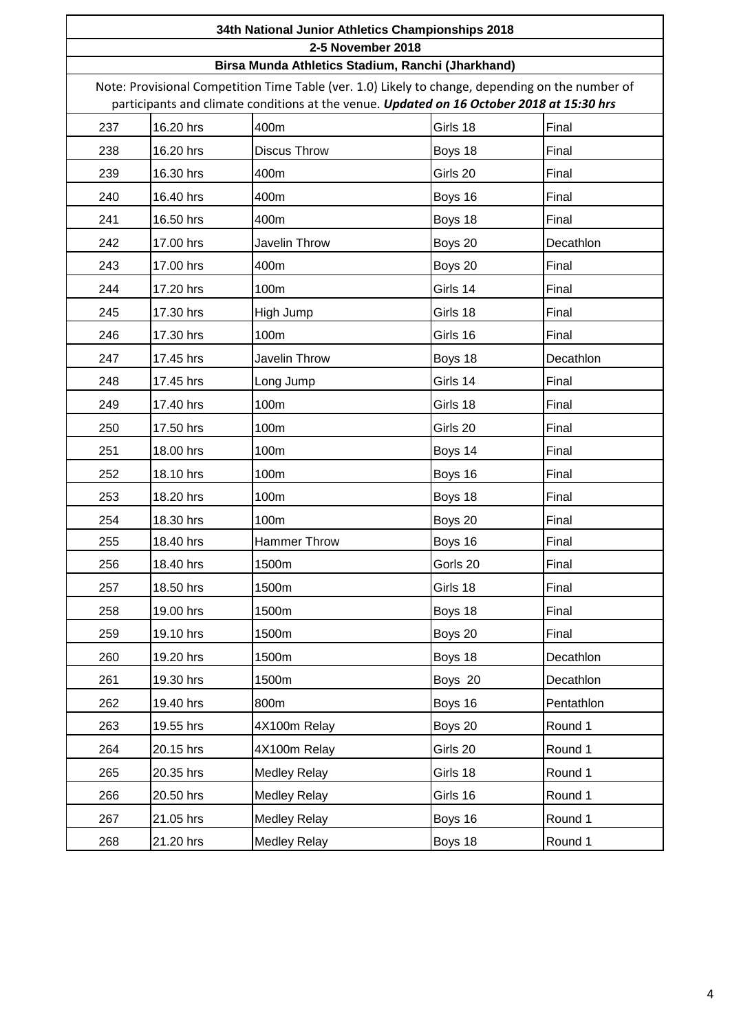# 34th National Junior Athletics Championships 2018

## 2-5 November 2018

### Birsa Munda Athletics Stadium, Ranchi (Jharkhand)

Note: Provisional Competition Time Table (ver. 1.0) Likely to change, depending on the number of participants and climate conditions at the venue. ***Updated on 16 October 2018 at 15:30 hrs***

| | | | | |
|---|---|---|---|---|
| 237 | 16.20 hrs | 400m | Girls 18 | Final |
| 238 | 16.20 hrs | Discus Throw | Boys 18 | Final |
| 239 | 16.30 hrs | 400m | Girls 20 | Final |
| 240 | 16.40 hrs | 400m | Boys 16 | Final |
| 241 | 16.50 hrs | 400m | Boys 18 | Final |
| 242 | 17.00 hrs | Javelin Throw | Boys 20 | Decathlon |
| 243 | 17.00 hrs | 400m | Boys 20 | Final |
| 244 | 17.20 hrs | 100m | Girls 14 | Final |
| 245 | 17.30 hrs | High Jump | Girls 18 | Final |
| 246 | 17.30 hrs | 100m | Girls 16 | Final |
| 247 | 17.45 hrs | Javelin Throw | Boys 18 | Decathlon |
| 248 | 17.45 hrs | Long Jump | Girls 14 | Final |
| 249 | 17.40 hrs | 100m | Girls 18 | Final |
| 250 | 17.50 hrs | 100m | Girls 20 | Final |
| 251 | 18.00 hrs | 100m | Boys 14 | Final |
| 252 | 18.10 hrs | 100m | Boys 16 | Final |
| 253 | 18.20 hrs | 100m | Boys 18 | Final |
| 254 | 18.30 hrs | 100m | Boys 20 | Final |
| 255 | 18.40 hrs | Hammer Throw | Boys 16 | Final |
| 256 | 18.40 hrs | 1500m | Gorls 20 | Final |
| 257 | 18.50 hrs | 1500m | Girls 18 | Final |
| 258 | 19.00 hrs | 1500m | Boys 18 | Final |
| 259 | 19.10 hrs | 1500m | Boys 20 | Final |
| 260 | 19.20 hrs | 1500m | Boys 18 | Decathlon |
| 261 | 19.30 hrs | 1500m | Boys 20 | Decathlon |
| 262 | 19.40 hrs | 800m | Boys 16 | Pentathlon |
| 263 | 19.55 hrs | 4X100m Relay | Boys 20 | Round 1 |
| 264 | 20.15 hrs | 4X100m Relay | Girls 20 | Round 1 |
| 265 | 20.35 hrs | Medley Relay | Girls 18 | Round 1 |
| 266 | 20.50 hrs | Medley Relay | Girls 16 | Round 1 |
| 267 | 21.05 hrs | Medley Relay | Boys 16 | Round 1 |
| 268 | 21.20 hrs | Medley Relay | Boys 18 | Round 1 |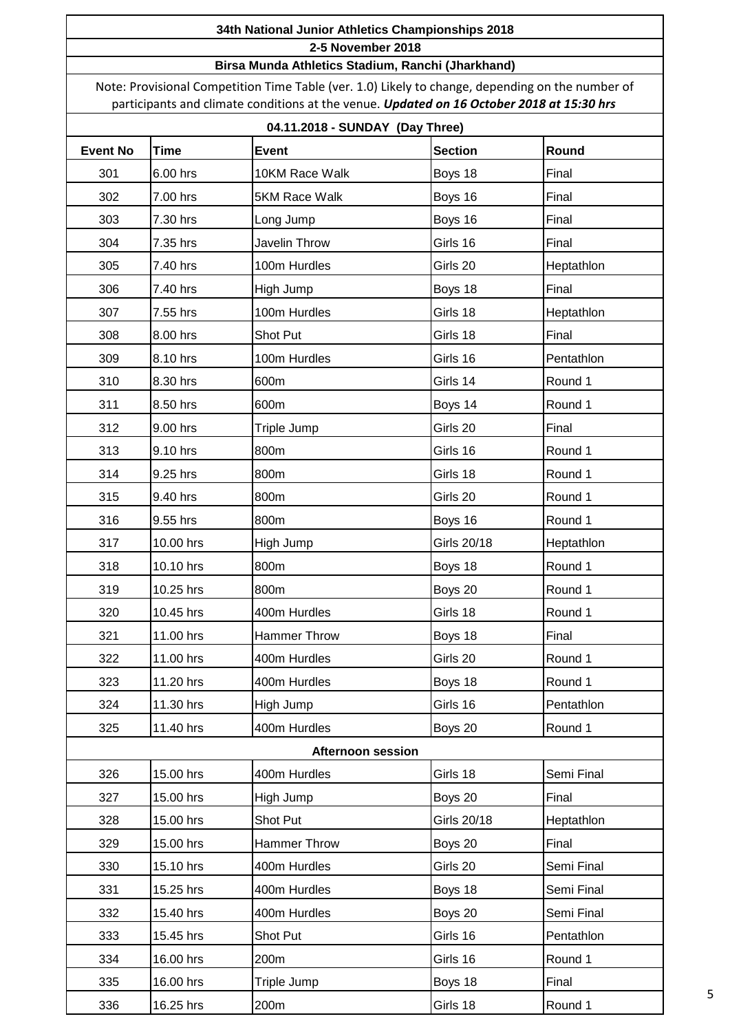# 34th National Junior Athletics Championships 2018

**2-5 November 2018**

**Birsa Munda Athletics Stadium, Ranchi (Jharkhand)**

Note: Provisional Competition Time Table (ver. 1.0) Likely to change, depending on the number of participants and climate conditions at the venue. ***Updated on 16 October 2018 at 15:30 hrs***

**04.11.2018 - SUNDAY (Day Three)**

| Event No | Time | Event | Section | Round |
|---|---|---|---|---|
| 301 | 6.00 hrs | 10KM Race Walk | Boys 18 | Final |
| 302 | 7.00 hrs | 5KM Race Walk | Boys 16 | Final |
| 303 | 7.30 hrs | Long Jump | Boys 16 | Final |
| 304 | 7.35 hrs | Javelin Throw | Girls 16 | Final |
| 305 | 7.40 hrs | 100m Hurdles | Girls 20 | Heptathlon |
| 306 | 7.40 hrs | High Jump | Boys 18 | Final |
| 307 | 7.55 hrs | 100m Hurdles | Girls 18 | Heptathlon |
| 308 | 8.00 hrs | Shot Put | Girls 18 | Final |
| 309 | 8.10 hrs | 100m Hurdles | Girls 16 | Pentathlon |
| 310 | 8.30 hrs | 600m | Girls 14 | Round 1 |
| 311 | 8.50 hrs | 600m | Boys 14 | Round 1 |
| 312 | 9.00 hrs | Triple Jump | Girls 20 | Final |
| 313 | 9.10 hrs | 800m | Girls 16 | Round 1 |
| 314 | 9.25 hrs | 800m | Girls 18 | Round 1 |
| 315 | 9.40 hrs | 800m | Girls 20 | Round 1 |
| 316 | 9.55 hrs | 800m | Boys 16 | Round 1 |
| 317 | 10.00 hrs | High Jump | Girls 20/18 | Heptathlon |
| 318 | 10.10 hrs | 800m | Boys 18 | Round 1 |
| 319 | 10.25 hrs | 800m | Boys 20 | Round 1 |
| 320 | 10.45 hrs | 400m Hurdles | Girls 18 | Round 1 |
| 321 | 11.00 hrs | Hammer Throw | Boys 18 | Final |
| 322 | 11.00 hrs | 400m Hurdles | Girls 20 | Round 1 |
| 323 | 11.20 hrs | 400m Hurdles | Boys 18 | Round 1 |
| 324 | 11.30 hrs | High Jump | Girls 16 | Pentathlon |
| 325 | 11.40 hrs | 400m Hurdles | Boys 20 | Round 1 |
| | | **Afternoon session** | | |
| 326 | 15.00 hrs | 400m Hurdles | Girls 18 | Semi Final |
| 327 | 15.00 hrs | High Jump | Boys 20 | Final |
| 328 | 15.00 hrs | Shot Put | Girls 20/18 | Heptathlon |
| 329 | 15.00 hrs | Hammer Throw | Boys 20 | Final |
| 330 | 15.10 hrs | 400m Hurdles | Girls 20 | Semi Final |
| 331 | 15.25 hrs | 400m Hurdles | Boys 18 | Semi Final |
| 332 | 15.40 hrs | 400m Hurdles | Boys 20 | Semi Final |
| 333 | 15.45 hrs | Shot Put | Girls 16 | Pentathlon |
| 334 | 16.00 hrs | 200m | Girls 16 | Round 1 |
| 335 | 16.00 hrs | Triple Jump | Boys 18 | Final |
| 336 | 16.25 hrs | 200m | Girls 18 | Round 1 |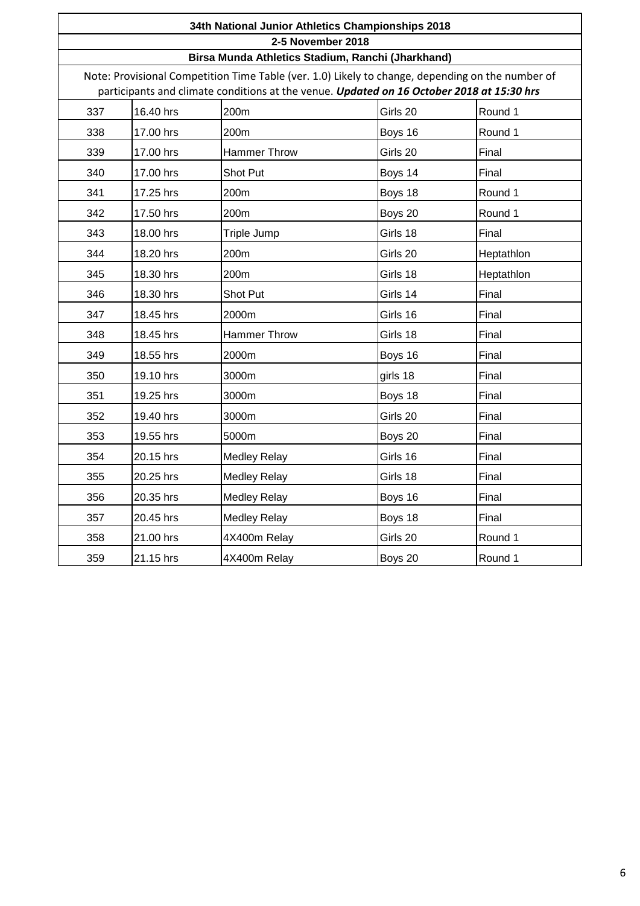**34th National Junior Athletics Championships 2018**

**2-5 November 2018**

**Birsa Munda Athletics Stadium, Ranchi (Jharkhand)**

Note: Provisional Competition Time Table (ver. 1.0) Likely to change, depending on the number of participants and climate conditions at the venue. ***Updated on 16 October 2018 at 15:30 hrs***

| | | | | |
|---|---|---|---|---|
| 337 | 16.40 hrs | 200m | Girls 20 | Round 1 |
| 338 | 17.00 hrs | 200m | Boys 16 | Round 1 |
| 339 | 17.00 hrs | Hammer Throw | Girls 20 | Final |
| 340 | 17.00 hrs | Shot Put | Boys 14 | Final |
| 341 | 17.25 hrs | 200m | Boys 18 | Round 1 |
| 342 | 17.50 hrs | 200m | Boys 20 | Round 1 |
| 343 | 18.00 hrs | Triple Jump | Girls 18 | Final |
| 344 | 18.20 hrs | 200m | Girls 20 | Heptathlon |
| 345 | 18.30 hrs | 200m | Girls 18 | Heptathlon |
| 346 | 18.30 hrs | Shot Put | Girls 14 | Final |
| 347 | 18.45 hrs | 2000m | Girls 16 | Final |
| 348 | 18.45 hrs | Hammer Throw | Girls 18 | Final |
| 349 | 18.55 hrs | 2000m | Boys 16 | Final |
| 350 | 19.10 hrs | 3000m | girls 18 | Final |
| 351 | 19.25 hrs | 3000m | Boys 18 | Final |
| 352 | 19.40 hrs | 3000m | Girls 20 | Final |
| 353 | 19.55 hrs | 5000m | Boys 20 | Final |
| 354 | 20.15 hrs | Medley Relay | Girls 16 | Final |
| 355 | 20.25 hrs | Medley Relay | Girls 18 | Final |
| 356 | 20.35 hrs | Medley Relay | Boys 16 | Final |
| 357 | 20.45 hrs | Medley Relay | Boys 18 | Final |
| 358 | 21.00 hrs | 4X400m Relay | Girls 20 | Round 1 |
| 359 | 21.15 hrs | 4X400m Relay | Boys 20 | Round 1 |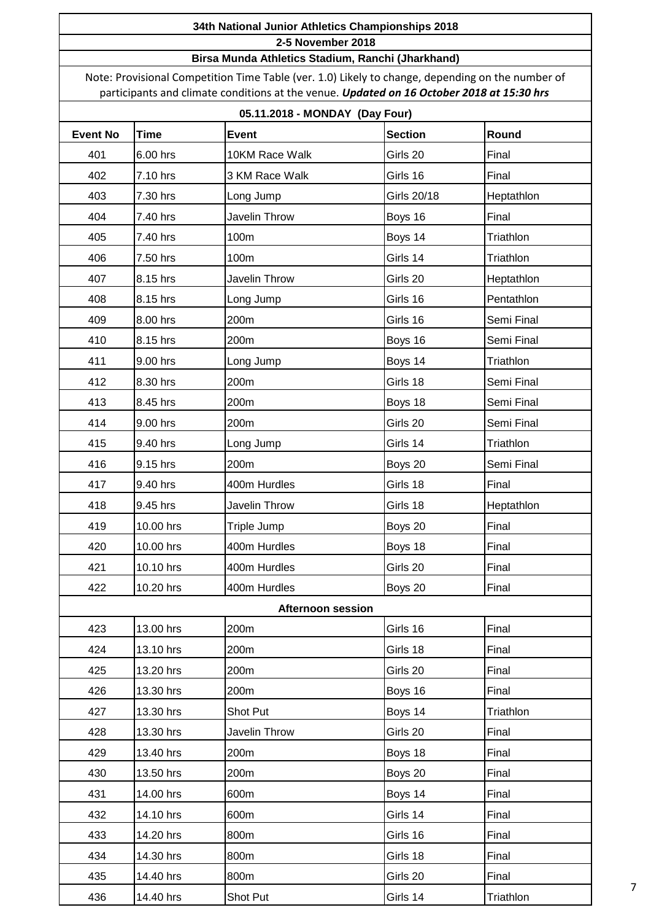### 34th National Junior Athletics Championships 2018

**2-5 November 2018**

**Birsa Munda Athletics Stadium, Ranchi (Jharkhand)**

Note: Provisional Competition Time Table (ver. 1.0) Likely to change, depending on the number of participants and climate conditions at the venue. ***Updated on 16 October 2018 at 15:30 hrs***

**05.11.2018 - MONDAY (Day Four)**

| Event No | Time | Event | Section | Round |
|---|---|---|---|---|
| 401 | 6.00 hrs | 10KM Race Walk | Girls 20 | Final |
| 402 | 7.10 hrs | 3 KM Race Walk | Girls 16 | Final |
| 403 | 7.30 hrs | Long Jump | Girls 20/18 | Heptathlon |
| 404 | 7.40 hrs | Javelin Throw | Boys 16 | Final |
| 405 | 7.40 hrs | 100m | Boys 14 | Triathlon |
| 406 | 7.50 hrs | 100m | Girls 14 | Triathlon |
| 407 | 8.15 hrs | Javelin Throw | Girls 20 | Heptathlon |
| 408 | 8.15 hrs | Long Jump | Girls 16 | Pentathlon |
| 409 | 8.00 hrs | 200m | Girls 16 | Semi Final |
| 410 | 8.15 hrs | 200m | Boys 16 | Semi Final |
| 411 | 9.00 hrs | Long Jump | Boys 14 | Triathlon |
| 412 | 8.30 hrs | 200m | Girls 18 | Semi Final |
| 413 | 8.45 hrs | 200m | Boys 18 | Semi Final |
| 414 | 9.00 hrs | 200m | Girls 20 | Semi Final |
| 415 | 9.40 hrs | Long Jump | Girls 14 | Triathlon |
| 416 | 9.15 hrs | 200m | Boys 20 | Semi Final |
| 417 | 9.40 hrs | 400m Hurdles | Girls 18 | Final |
| 418 | 9.45 hrs | Javelin Throw | Girls 18 | Heptathlon |
| 419 | 10.00 hrs | Triple Jump | Boys 20 | Final |
| 420 | 10.00 hrs | 400m Hurdles | Boys 18 | Final |
| 421 | 10.10 hrs | 400m Hurdles | Girls 20 | Final |
| 422 | 10.20 hrs | 400m Hurdles | Boys 20 | Final |
| **Afternoon session** | | | | |
| 423 | 13.00 hrs | 200m | Girls 16 | Final |
| 424 | 13.10 hrs | 200m | Girls 18 | Final |
| 425 | 13.20 hrs | 200m | Girls 20 | Final |
| 426 | 13.30 hrs | 200m | Boys 16 | Final |
| 427 | 13.30 hrs | Shot Put | Boys 14 | Triathlon |
| 428 | 13.30 hrs | Javelin Throw | Girls 20 | Final |
| 429 | 13.40 hrs | 200m | Boys 18 | Final |
| 430 | 13.50 hrs | 200m | Boys 20 | Final |
| 431 | 14.00 hrs | 600m | Boys 14 | Final |
| 432 | 14.10 hrs | 600m | Girls 14 | Final |
| 433 | 14.20 hrs | 800m | Girls 16 | Final |
| 434 | 14.30 hrs | 800m | Girls 18 | Final |
| 435 | 14.40 hrs | 800m | Girls 20 | Final |
| 436 | 14.40 hrs | Shot Put | Girls 14 | Triathlon |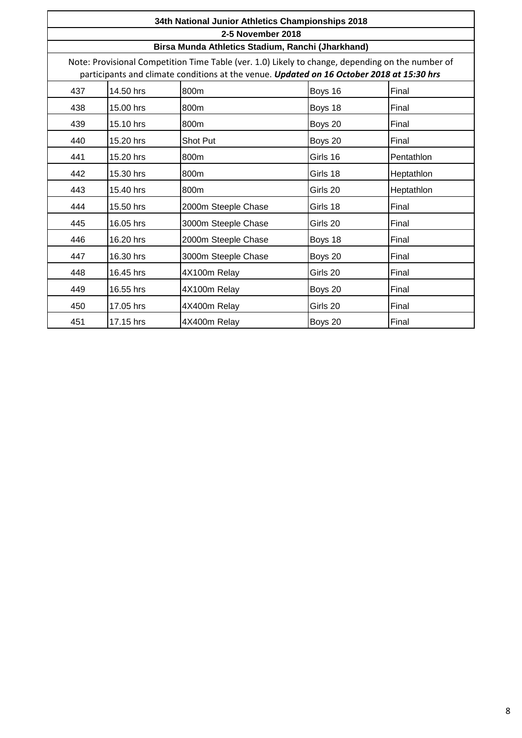# 34th National Junior Athletics Championships 2018

## 2-5 November 2018

## Birsa Munda Athletics Stadium, Ranchi (Jharkhand)

Note: Provisional Competition Time Table (ver. 1.0) Likely to change, depending on the number of participants and climate conditions at the venue. ***Updated on 16 October 2018 at 15:30 hrs***

| | | | | |
|---|---|---|---|---|
| 437 | 14.50 hrs | 800m | Boys 16 | Final |
| 438 | 15.00 hrs | 800m | Boys 18 | Final |
| 439 | 15.10 hrs | 800m | Boys 20 | Final |
| 440 | 15.20 hrs | Shot Put | Boys 20 | Final |
| 441 | 15.20 hrs | 800m | Girls 16 | Pentathlon |
| 442 | 15.30 hrs | 800m | Girls 18 | Heptathlon |
| 443 | 15.40 hrs | 800m | Girls 20 | Heptathlon |
| 444 | 15.50 hrs | 2000m Steeple Chase | Girls 18 | Final |
| 445 | 16.05 hrs | 3000m Steeple Chase | Girls 20 | Final |
| 446 | 16.20 hrs | 2000m Steeple Chase | Boys 18 | Final |
| 447 | 16.30 hrs | 3000m Steeple Chase | Boys 20 | Final |
| 448 | 16.45 hrs | 4X100m Relay | Girls 20 | Final |
| 449 | 16.55 hrs | 4X100m Relay | Boys 20 | Final |
| 450 | 17.05 hrs | 4X400m Relay | Girls 20 | Final |
| 451 | 17.15 hrs | 4X400m Relay | Boys 20 | Final |